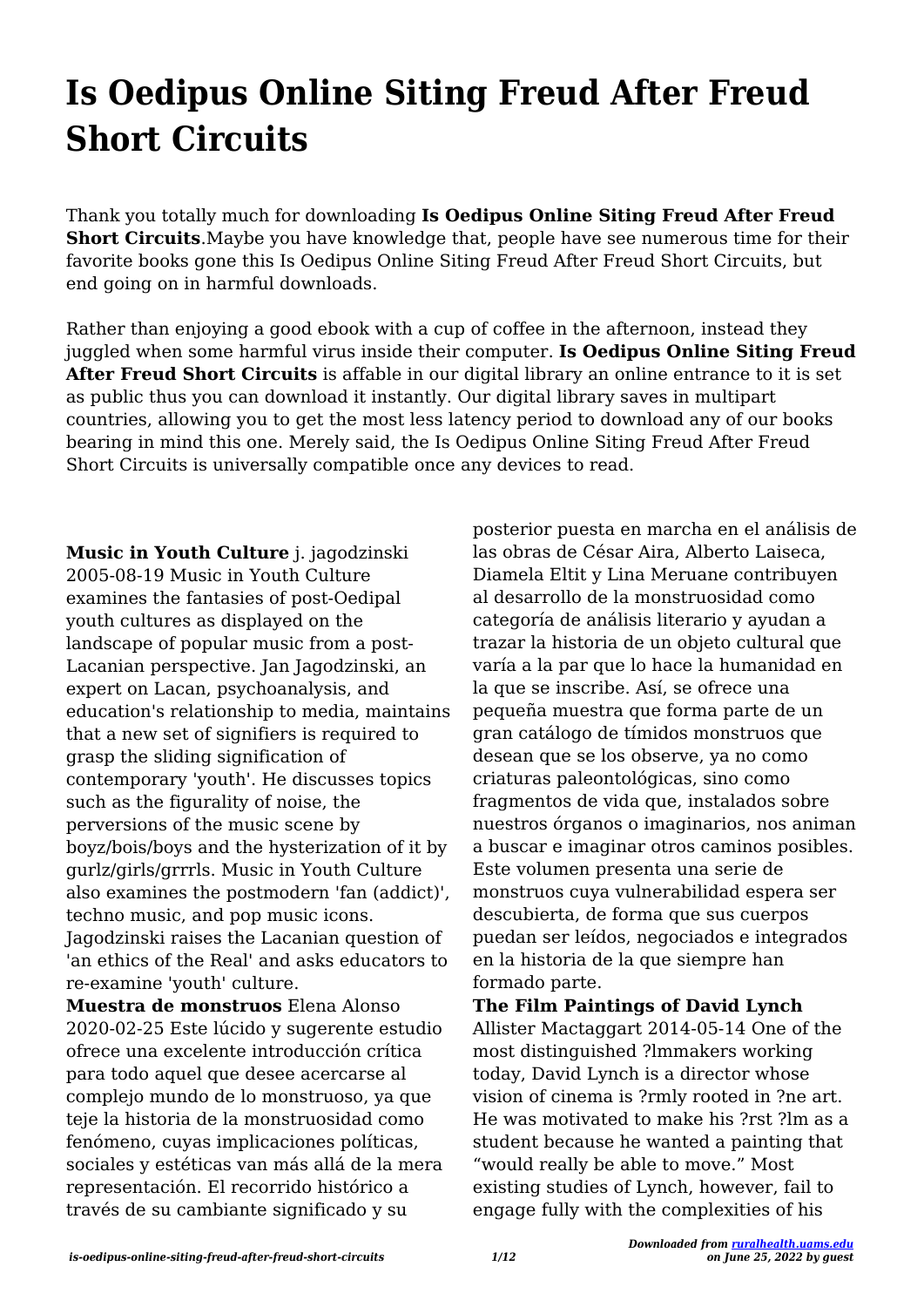# Is Oedipus Online Siting Freud After Freud Short Circuits

Thank you totally much for downloading **Is Oedipus Online Siting Freud After Freud Short Circuits**.Maybe you have knowledge that, people have see numerous time for their favorite books gone this Is Oedipus Online Siting Freud After Freud Short Circuits, but end going on in harmful downloads.

Rather than enjoying a good ebook with a cup of coffee in the afternoon, instead they juggled when some harmful virus inside their computer. **Is Oedipus Online Siting Freud After Freud Short Circuits** is affable in our digital library an online entrance to it is set as public thus you can download it instantly. Our digital library saves in multipart countries, allowing you to get the most less latency period to download any of our books bearing in mind this one. Merely said, the Is Oedipus Online Siting Freud After Freud Short Circuits is universally compatible once any devices to read.

**Music in Youth Culture** j. jagodzinski 2005-08-19 Music in Youth Culture examines the fantasies of post-Oedipal youth cultures as displayed on the landscape of popular music from a post-Lacanian perspective. Jan Jagodzinski, an expert on Lacan, psychoanalysis, and education's relationship to media, maintains that a new set of signifiers is required to grasp the sliding signification of contemporary 'youth'. He discusses topics such as the figurality of noise, the perversions of the music scene by boyz/bois/boys and the hysterization of it by gurlz/girls/grrrls. Music in Youth Culture also examines the postmodern 'fan (addict)', techno music, and pop music icons. Jagodzinski raises the Lacanian question of 'an ethics of the Real' and asks educators to re-examine 'youth' culture.

**Muestra de monstruos** Elena Alonso 2020-02-25 Este lúcido y sugerente estudio ofrece una excelente introducción crítica para todo aquel que desee acercarse al complejo mundo de lo monstruoso, ya que teje la historia de la monstruosidad como fenómeno, cuyas implicaciones políticas, sociales y estéticas van más allá de la mera representación. El recorrido histórico a través de su cambiante significado y su posterior puesta en marcha en el análisis de las obras de César Aira, Alberto Laiseca, Diamela Eltit y Lina Meruane contribuyen al desarrollo de la monstruosidad como categoría de análisis literario y ayudan a trazar la historia de un objeto cultural que varía a la par que lo hace la humanidad en la que se inscribe. Así, se ofrece una pequeña muestra que forma parte de un gran catálogo de tímidos monstruos que desean que se los observe, ya no como criaturas paleontológicas, sino como fragmentos de vida que, instalados sobre nuestros órganos o imaginarios, nos animan a buscar e imaginar otros caminos posibles. Este volumen presenta una serie de monstruos cuya vulnerabilidad espera ser descubierta, de forma que sus cuerpos puedan ser leídos, negociados e integrados en la historia de la que siempre han formado parte.

**The Film Paintings of David Lynch** Allister Mactaggart 2014-05-14 One of the most distinguished ?lmmakers working today, David Lynch is a director whose vision of cinema is ?rmly rooted in ?ne art. He was motivated to make his ?rst ?lm as a student because he wanted a painting that "would really be able to move." Most existing studies of Lynch, however, fail to engage fully with the complexities of his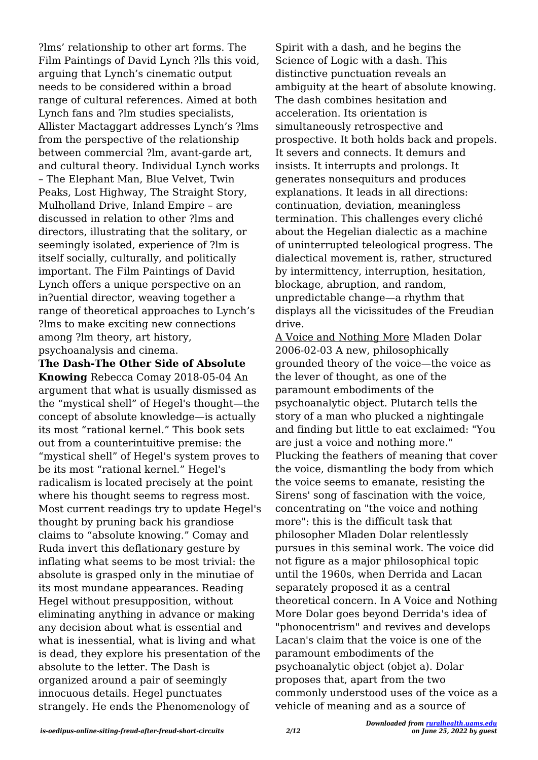?lms' relationship to other art forms. The Film Paintings of David Lynch ?lls this void, arguing that Lynch's cinematic output needs to be considered within a broad range of cultural references. Aimed at both Lynch fans and ?lm studies specialists, Allister Mactaggart addresses Lynch's ?lms from the perspective of the relationship between commercial ?lm, avant-garde art, and cultural theory. Individual Lynch works – The Elephant Man, Blue Velvet, Twin Peaks, Lost Highway, The Straight Story, Mulholland Drive, Inland Empire – are discussed in relation to other ?lms and directors, illustrating that the solitary, or seemingly isolated, experience of ?lm is itself socially, culturally, and politically important. The Film Paintings of David Lynch offers a unique perspective on an in?uential director, weaving together a range of theoretical approaches to Lynch's ?lms to make exciting new connections among ?lm theory, art history, psychoanalysis and cinema.

**The Dash-The Other Side of Absolute Knowing** Rebecca Comay 2018-05-04 An argument that what is usually dismissed as the "mystical shell" of Hegel's thought—the concept of absolute knowledge—is actually its most "rational kernel." This book sets out from a counterintuitive premise: the "mystical shell" of Hegel's system proves to be its most "rational kernel." Hegel's radicalism is located precisely at the point where his thought seems to regress most. Most current readings try to update Hegel's thought by pruning back his grandiose claims to "absolute knowing." Comay and Ruda invert this deflationary gesture by inflating what seems to be most trivial: the absolute is grasped only in the minutiae of its most mundane appearances. Reading Hegel without presupposition, without eliminating anything in advance or making any decision about what is essential and what is inessential, what is living and what is dead, they explore his presentation of the absolute to the letter. The Dash is organized around a pair of seemingly innocuous details. Hegel punctuates strangely. He ends the Phenomenology of Spirit with a dash, and he begins the Science of Logic with a dash. This distinctive punctuation reveals an ambiguity at the heart of absolute knowing. The dash combines hesitation and acceleration. Its orientation is simultaneously retrospective and prospective. It both holds back and propels. It severs and connects. It demurs and insists. It interrupts and prolongs. It generates nonsequiturs and produces explanations. It leads in all directions: continuation, deviation, meaningless termination. This challenges every cliché about the Hegelian dialectic as a machine of uninterrupted teleological progress. The dialectical movement is, rather, structured by intermittency, interruption, hesitation, blockage, abruption, and random, unpredictable change—a rhythm that displays all the vicissitudes of the Freudian drive.

A Voice and Nothing More Mladen Dolar 2006-02-03 A new, philosophically grounded theory of the voice—the voice as the lever of thought, as one of the paramount embodiments of the psychoanalytic object. Plutarch tells the story of a man who plucked a nightingale and finding but little to eat exclaimed: "You are just a voice and nothing more." Plucking the feathers of meaning that cover the voice, dismantling the body from which the voice seems to emanate, resisting the Sirens' song of fascination with the voice, concentrating on "the voice and nothing more": this is the difficult task that philosopher Mladen Dolar relentlessly pursues in this seminal work. The voice did not figure as a major philosophical topic until the 1960s, when Derrida and Lacan separately proposed it as a central theoretical concern. In A Voice and Nothing More Dolar goes beyond Derrida's idea of "phonocentrism" and revives and develops Lacan's claim that the voice is one of the paramount embodiments of the psychoanalytic object (objet a). Dolar proposes that, apart from the two commonly understood uses of the voice as a vehicle of meaning and as a source of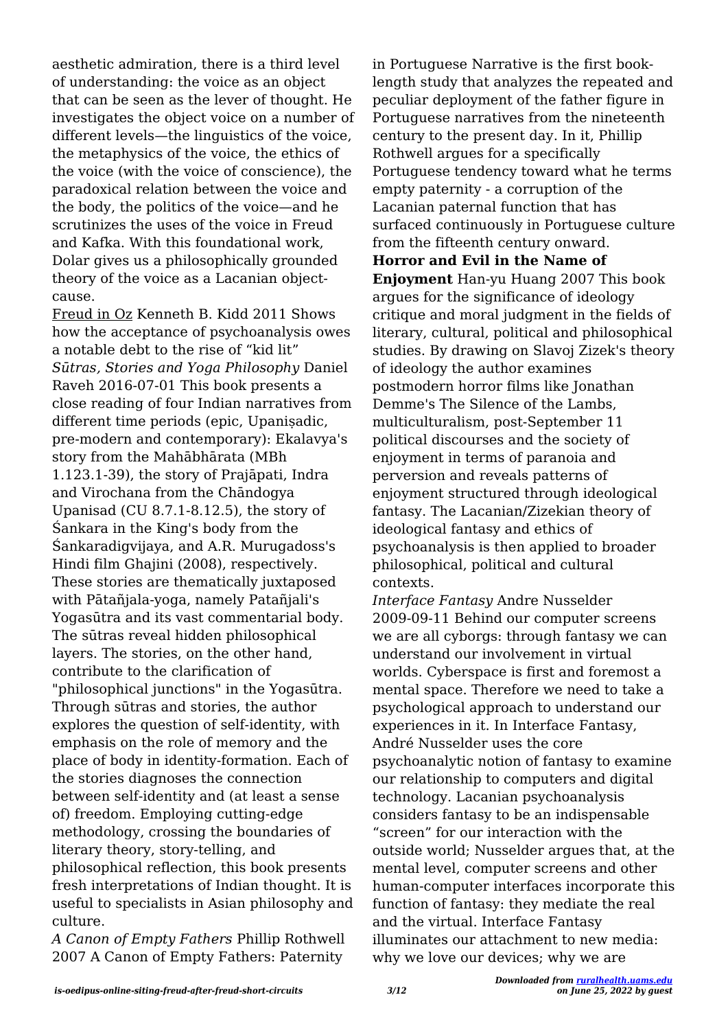aesthetic admiration, there is a third level of understanding: the voice as an object that can be seen as the lever of thought. He investigates the object voice on a number of different levels—the linguistics of the voice, the metaphysics of the voice, the ethics of the voice (with the voice of conscience), the paradoxical relation between the voice and the body, the politics of the voice—and he scrutinizes the uses of the voice in Freud and Kafka. With this foundational work, Dolar gives us a philosophically grounded theory of the voice as a Lacanian object-cause.

Freud in Oz Kenneth B. Kidd 2011 Shows how the acceptance of psychoanalysis owes a notable debt to the rise of "kid lit"

*Sūtras, Stories and Yoga Philosophy* Daniel Raveh 2016-07-01 This book presents a close reading of four Indian narratives from different time periods (epic, Upaniṣadic, pre-modern and contemporary): Ekalavya's story from the Mahābhārata (MBh 1.123.1-39), the story of Prajāpati, Indra and Virochana from the Chāndogya Upanisad (CU 8.7.1-8.12.5), the story of Śankara in the King's body from the Śankaradigvijaya, and A.R. Murugadoss's Hindi film Ghajini (2008), respectively. These stories are thematically juxtaposed with Pātañjala-yoga, namely Patañjali's Yogasūtra and its vast commentarial body. The sūtras reveal hidden philosophical layers. The stories, on the other hand, contribute to the clarification of "philosophical junctions" in the Yogasūtra. Through sūtras and stories, the author explores the question of self-identity, with emphasis on the role of memory and the place of body in identity-formation. Each of the stories diagnoses the connection between self-identity and (at least a sense of) freedom. Employing cutting-edge methodology, crossing the boundaries of literary theory, story-telling, and philosophical reflection, this book presents fresh interpretations of Indian thought. It is useful to specialists in Asian philosophy and culture.

*A Canon of Empty Fathers* Phillip Rothwell 2007 A Canon of Empty Fathers: Paternity in Portuguese Narrative is the first book-length study that analyzes the repeated and peculiar deployment of the father figure in Portuguese narratives from the nineteenth century to the present day. In it, Phillip Rothwell argues for a specifically Portuguese tendency toward what he terms empty paternity - a corruption of the Lacanian paternal function that has surfaced continuously in Portuguese culture from the fifteenth century onward.

**Horror and Evil in the Name of Enjoyment** Han-yu Huang 2007 This book argues for the significance of ideology critique and moral judgment in the fields of literary, cultural, political and philosophical studies. By drawing on Slavoj Zizek's theory of ideology the author examines postmodern horror films like Jonathan Demme's The Silence of the Lambs, multiculturalism, post-September 11 political discourses and the society of enjoyment in terms of paranoia and perversion and reveals patterns of enjoyment structured through ideological fantasy. The Lacanian/Zizekian theory of ideological fantasy and ethics of psychoanalysis is then applied to broader philosophical, political and cultural contexts.

*Interface Fantasy* Andre Nusselder 2009-09-11 Behind our computer screens we are all cyborgs: through fantasy we can understand our involvement in virtual worlds. Cyberspace is first and foremost a mental space. Therefore we need to take a psychological approach to understand our experiences in it. In Interface Fantasy, André Nusselder uses the core psychoanalytic notion of fantasy to examine our relationship to computers and digital technology. Lacanian psychoanalysis considers fantasy to be an indispensable "screen" for our interaction with the outside world; Nusselder argues that, at the mental level, computer screens and other human-computer interfaces incorporate this function of fantasy: they mediate the real and the virtual. Interface Fantasy illuminates our attachment to new media: why we love our devices; why we are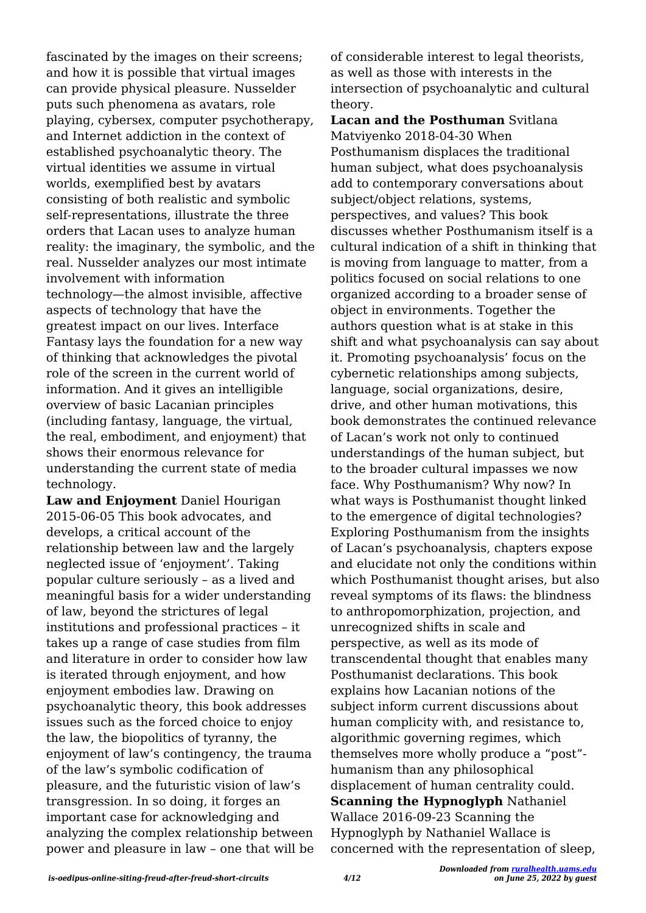fascinated by the images on their screens; and how it is possible that virtual images can provide physical pleasure. Nusselder puts such phenomena as avatars, role playing, cybersex, computer psychotherapy, and Internet addiction in the context of established psychoanalytic theory. The virtual identities we assume in virtual worlds, exemplified best by avatars consisting of both realistic and symbolic self-representations, illustrate the three orders that Lacan uses to analyze human reality: the imaginary, the symbolic, and the real. Nusselder analyzes our most intimate involvement with information technology—the almost invisible, affective aspects of technology that have the greatest impact on our lives. Interface Fantasy lays the foundation for a new way of thinking that acknowledges the pivotal role of the screen in the current world of information. And it gives an intelligible overview of basic Lacanian principles (including fantasy, language, the virtual, the real, embodiment, and enjoyment) that shows their enormous relevance for understanding the current state of media technology.

**Law and Enjoyment** Daniel Hourigan 2015-06-05 This book advocates, and develops, a critical account of the relationship between law and the largely neglected issue of 'enjoyment'. Taking popular culture seriously – as a lived and meaningful basis for a wider understanding of law, beyond the strictures of legal institutions and professional practices – it takes up a range of case studies from film and literature in order to consider how law is iterated through enjoyment, and how enjoyment embodies law. Drawing on psychoanalytic theory, this book addresses issues such as the forced choice to enjoy the law, the biopolitics of tyranny, the enjoyment of law's contingency, the trauma of the law's symbolic codification of pleasure, and the futuristic vision of law's transgression. In so doing, it forges an important case for acknowledging and analyzing the complex relationship between power and pleasure in law – one that will be of considerable interest to legal theorists, as well as those with interests in the intersection of psychoanalytic and cultural theory.

**Lacan and the Posthuman** Svitlana Matviyenko 2018-04-30 When Posthumanism displaces the traditional human subject, what does psychoanalysis add to contemporary conversations about subject/object relations, systems, perspectives, and values? This book discusses whether Posthumanism itself is a cultural indication of a shift in thinking that is moving from language to matter, from a politics focused on social relations to one organized according to a broader sense of object in environments. Together the authors question what is at stake in this shift and what psychoanalysis can say about it. Promoting psychoanalysis' focus on the cybernetic relationships among subjects, language, social organizations, desire, drive, and other human motivations, this book demonstrates the continued relevance of Lacan's work not only to continued understandings of the human subject, but to the broader cultural impasses we now face. Why Posthumanism? Why now? In what ways is Posthumanist thought linked to the emergence of digital technologies? Exploring Posthumanism from the insights of Lacan's psychoanalysis, chapters expose and elucidate not only the conditions within which Posthumanist thought arises, but also reveal symptoms of its flaws: the blindness to anthropomorphization, projection, and unrecognized shifts in scale and perspective, as well as its mode of transcendental thought that enables many Posthumanist declarations. This book explains how Lacanian notions of the subject inform current discussions about human complicity with, and resistance to, algorithmic governing regimes, which themselves more wholly produce a "post"-humanism than any philosophical displacement of human centrality could.

**Scanning the Hypnoglyph** Nathaniel Wallace 2016-09-23 Scanning the Hypnoglyph by Nathaniel Wallace is concerned with the representation of sleep,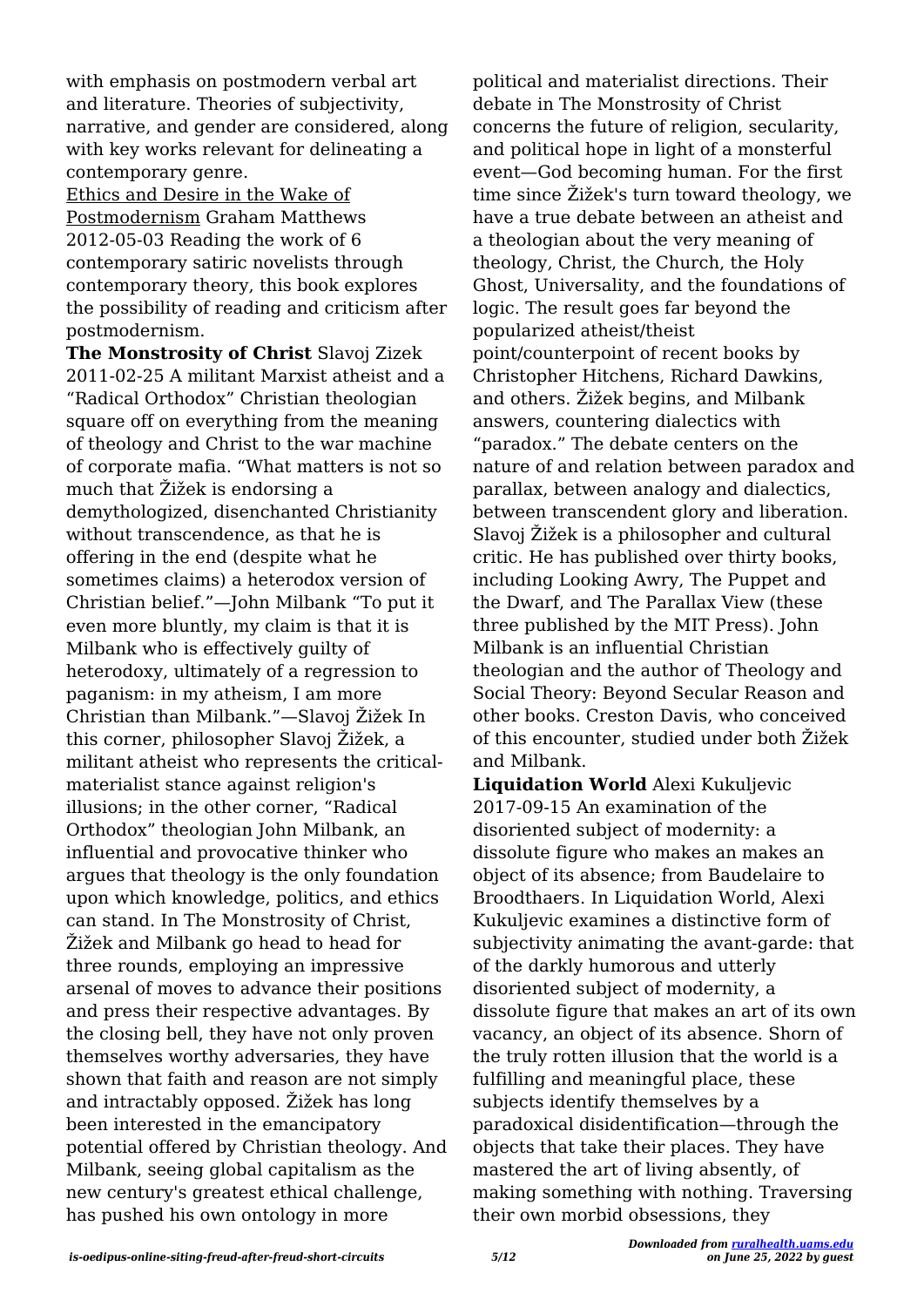with emphasis on postmodern verbal art and literature. Theories of subjectivity, narrative, and gender are considered, along with key works relevant for delineating a contemporary genre.

Ethics and Desire in the Wake of Postmodernism Graham Matthews 2012-05-03 Reading the work of 6 contemporary satiric novelists through contemporary theory, this book explores the possibility of reading and criticism after postmodernism.

**The Monstrosity of Christ** Slavoj Zizek 2011-02-25 A militant Marxist atheist and a "Radical Orthodox" Christian theologian square off on everything from the meaning of theology and Christ to the war machine of corporate mafia. "What matters is not so much that Žižek is endorsing a demythologized, disenchanted Christianity without transcendence, as that he is offering in the end (despite what he sometimes claims) a heterodox version of Christian belief."—John Milbank "To put it even more bluntly, my claim is that it is Milbank who is effectively guilty of heterodoxy, ultimately of a regression to paganism: in my atheism, I am more Christian than Milbank."—Slavoj Žižek In this corner, philosopher Slavoj Žižek, a militant atheist who represents the critical-materialist stance against religion's illusions; in the other corner, "Radical Orthodox" theologian John Milbank, an influential and provocative thinker who argues that theology is the only foundation upon which knowledge, politics, and ethics can stand. In The Monstrosity of Christ, Žižek and Milbank go head to head for three rounds, employing an impressive arsenal of moves to advance their positions and press their respective advantages. By the closing bell, they have not only proven themselves worthy adversaries, they have shown that faith and reason are not simply and intractably opposed. Žižek has long been interested in the emancipatory potential offered by Christian theology. And Milbank, seeing global capitalism as the new century's greatest ethical challenge, has pushed his own ontology in more political and materialist directions. Their debate in The Monstrosity of Christ concerns the future of religion, secularity, and political hope in light of a monsterful event—God becoming human. For the first time since Žižek's turn toward theology, we have a true debate between an atheist and a theologian about the very meaning of theology, Christ, the Church, the Holy Ghost, Universality, and the foundations of logic. The result goes far beyond the popularized atheist/theist point/counterpoint of recent books by Christopher Hitchens, Richard Dawkins, and others. Žižek begins, and Milbank answers, countering dialectics with "paradox." The debate centers on the nature of and relation between paradox and parallax, between analogy and dialectics, between transcendent glory and liberation. Slavoj Žižek is a philosopher and cultural critic. He has published over thirty books, including Looking Awry, The Puppet and the Dwarf, and The Parallax View (these three published by the MIT Press). John Milbank is an influential Christian theologian and the author of Theology and Social Theory: Beyond Secular Reason and other books. Creston Davis, who conceived of this encounter, studied under both Žižek and Milbank.

**Liquidation World** Alexi Kukuljevic 2017-09-15 An examination of the disoriented subject of modernity: a dissolute figure who makes an makes an object of its absence; from Baudelaire to Broodthaers. In Liquidation World, Alexi Kukuljevic examines a distinctive form of subjectivity animating the avant-garde: that of the darkly humorous and utterly disoriented subject of modernity, a dissolute figure that makes an art of its own vacancy, an object of its absence. Shorn of the truly rotten illusion that the world is a fulfilling and meaningful place, these subjects identify themselves by a paradoxical disidentification—through the objects that take their places. They have mastered the art of living absently, of making something with nothing. Traversing their own morbid obsessions, they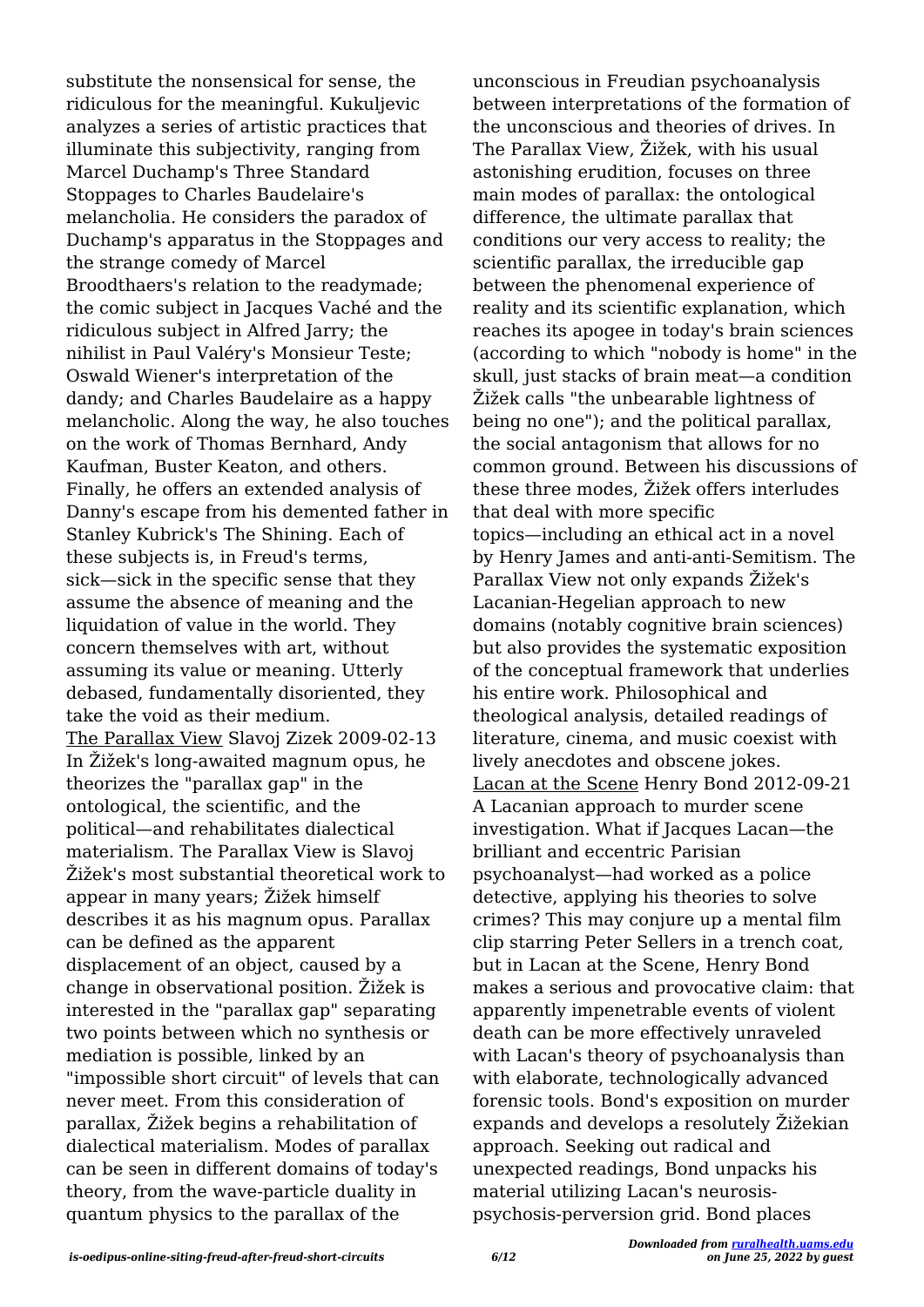substitute the nonsensical for sense, the ridiculous for the meaningful. Kukuljevic analyzes a series of artistic practices that illuminate this subjectivity, ranging from Marcel Duchamp's Three Standard Stoppages to Charles Baudelaire's melancholia. He considers the paradox of Duchamp's apparatus in the Stoppages and the strange comedy of Marcel Broodthaers's relation to the readymade; the comic subject in Jacques Vaché and the ridiculous subject in Alfred Jarry; the nihilist in Paul Valéry's Monsieur Teste; Oswald Wiener's interpretation of the dandy; and Charles Baudelaire as a happy melancholic. Along the way, he also touches on the work of Thomas Bernhard, Andy Kaufman, Buster Keaton, and others. Finally, he offers an extended analysis of Danny's escape from his demented father in Stanley Kubrick's The Shining. Each of these subjects is, in Freud's terms, sick—sick in the specific sense that they assume the absence of meaning and the liquidation of value in the world. They concern themselves with art, without assuming its value or meaning. Utterly debased, fundamentally disoriented, they take the void as their medium.

The Parallax View Slavoj Zizek 2009-02-13 In Žižek's long-awaited magnum opus, he theorizes the "parallax gap" in the ontological, the scientific, and the political—and rehabilitates dialectical materialism. The Parallax View is Slavoj Žižek's most substantial theoretical work to appear in many years; Žižek himself describes it as his magnum opus. Parallax can be defined as the apparent displacement of an object, caused by a change in observational position. Žižek is interested in the "parallax gap" separating two points between which no synthesis or mediation is possible, linked by an "impossible short circuit" of levels that can never meet. From this consideration of parallax, Žižek begins a rehabilitation of dialectical materialism. Modes of parallax can be seen in different domains of today's theory, from the wave-particle duality in quantum physics to the parallax of the unconscious in Freudian psychoanalysis between interpretations of the formation of the unconscious and theories of drives. In The Parallax View, Žižek, with his usual astonishing erudition, focuses on three main modes of parallax: the ontological difference, the ultimate parallax that conditions our very access to reality; the scientific parallax, the irreducible gap between the phenomenal experience of reality and its scientific explanation, which reaches its apogee in today's brain sciences (according to which "nobody is home" in the skull, just stacks of brain meat—a condition Žižek calls "the unbearable lightness of being no one"); and the political parallax, the social antagonism that allows for no common ground. Between his discussions of these three modes, Žižek offers interludes that deal with more specific topics—including an ethical act in a novel by Henry James and anti-anti-Semitism. The Parallax View not only expands Žižek's Lacanian-Hegelian approach to new domains (notably cognitive brain sciences) but also provides the systematic exposition of the conceptual framework that underlies his entire work. Philosophical and theological analysis, detailed readings of literature, cinema, and music coexist with lively anecdotes and obscene jokes.

Lacan at the Scene Henry Bond 2012-09-21 A Lacanian approach to murder scene investigation. What if Jacques Lacan—the brilliant and eccentric Parisian psychoanalyst—had worked as a police detective, applying his theories to solve crimes? This may conjure up a mental film clip starring Peter Sellers in a trench coat, but in Lacan at the Scene, Henry Bond makes a serious and provocative claim: that apparently impenetrable events of violent death can be more effectively unraveled with Lacan's theory of psychoanalysis than with elaborate, technologically advanced forensic tools. Bond's exposition on murder expands and develops a resolutely Žižekian approach. Seeking out radical and unexpected readings, Bond unpacks his material utilizing Lacan's neurosis-psychosis-perversion grid. Bond places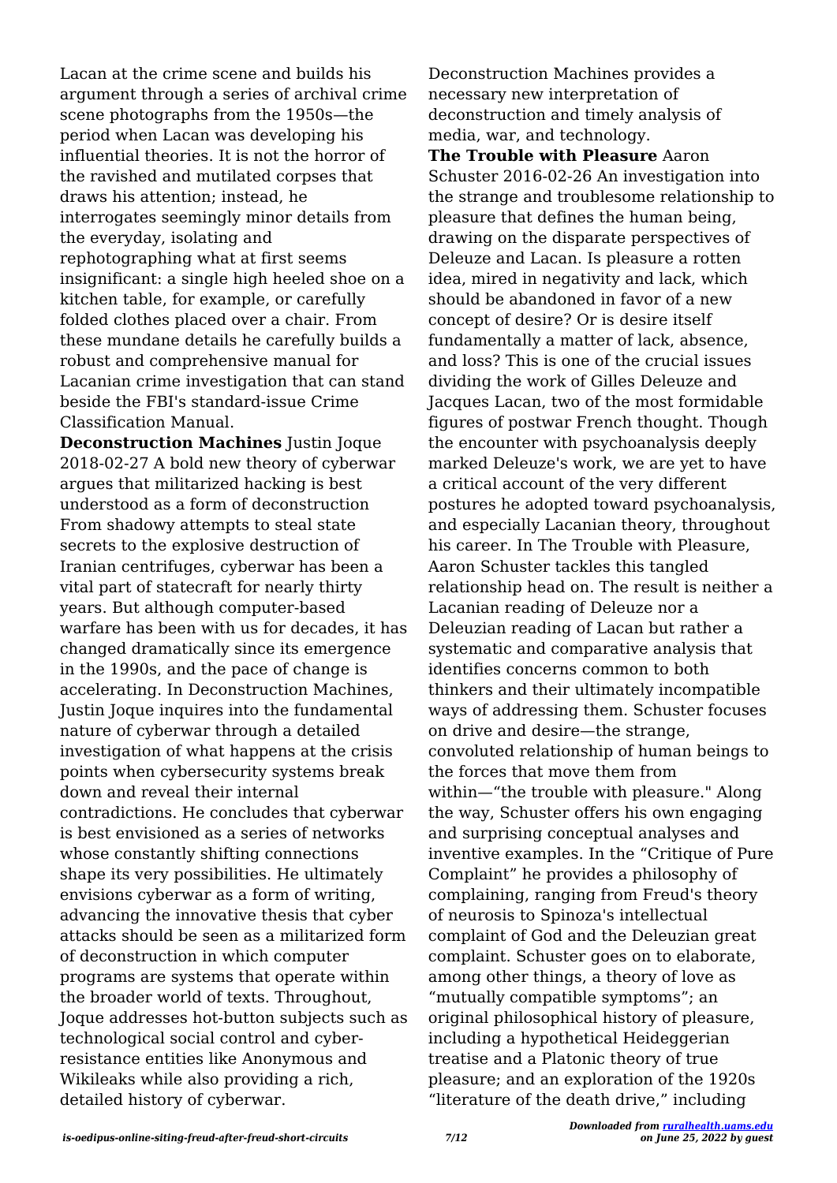Lacan at the crime scene and builds his argument through a series of archival crime scene photographs from the 1950s—the period when Lacan was developing his influential theories. It is not the horror of the ravished and mutilated corpses that draws his attention; instead, he interrogates seemingly minor details from the everyday, isolating and rephotographing what at first seems insignificant: a single high heeled shoe on a kitchen table, for example, or carefully folded clothes placed over a chair. From these mundane details he carefully builds a robust and comprehensive manual for Lacanian crime investigation that can stand beside the FBI's standard-issue Crime Classification Manual.

**Deconstruction Machines** Justin Joque 2018-02-27 A bold new theory of cyberwar argues that militarized hacking is best understood as a form of deconstruction From shadowy attempts to steal state secrets to the explosive destruction of Iranian centrifuges, cyberwar has been a vital part of statecraft for nearly thirty years. But although computer-based warfare has been with us for decades, it has changed dramatically since its emergence in the 1990s, and the pace of change is accelerating. In Deconstruction Machines, Justin Joque inquires into the fundamental nature of cyberwar through a detailed investigation of what happens at the crisis points when cybersecurity systems break down and reveal their internal contradictions. He concludes that cyberwar is best envisioned as a series of networks whose constantly shifting connections shape its very possibilities. He ultimately envisions cyberwar as a form of writing, advancing the innovative thesis that cyber attacks should be seen as a militarized form of deconstruction in which computer programs are systems that operate within the broader world of texts. Throughout, Joque addresses hot-button subjects such as technological social control and cyber-resistance entities like Anonymous and Wikileaks while also providing a rich, detailed history of cyberwar. Deconstruction Machines provides a necessary new interpretation of deconstruction and timely analysis of media, war, and technology.

**The Trouble with Pleasure** Aaron Schuster 2016-02-26 An investigation into the strange and troublesome relationship to pleasure that defines the human being, drawing on the disparate perspectives of Deleuze and Lacan. Is pleasure a rotten idea, mired in negativity and lack, which should be abandoned in favor of a new concept of desire? Or is desire itself fundamentally a matter of lack, absence, and loss? This is one of the crucial issues dividing the work of Gilles Deleuze and Jacques Lacan, two of the most formidable figures of postwar French thought. Though the encounter with psychoanalysis deeply marked Deleuze's work, we are yet to have a critical account of the very different postures he adopted toward psychoanalysis, and especially Lacanian theory, throughout his career. In The Trouble with Pleasure, Aaron Schuster tackles this tangled relationship head on. The result is neither a Lacanian reading of Deleuze nor a Deleuzian reading of Lacan but rather a systematic and comparative analysis that identifies concerns common to both thinkers and their ultimately incompatible ways of addressing them. Schuster focuses on drive and desire—the strange, convoluted relationship of human beings to the forces that move them from within—"the trouble with pleasure." Along the way, Schuster offers his own engaging and surprising conceptual analyses and inventive examples. In the "Critique of Pure Complaint" he provides a philosophy of complaining, ranging from Freud's theory of neurosis to Spinoza's intellectual complaint of God and the Deleuzian great complaint. Schuster goes on to elaborate, among other things, a theory of love as "mutually compatible symptoms"; an original philosophical history of pleasure, including a hypothetical Heideggerian treatise and a Platonic theory of true pleasure; and an exploration of the 1920s "literature of the death drive," including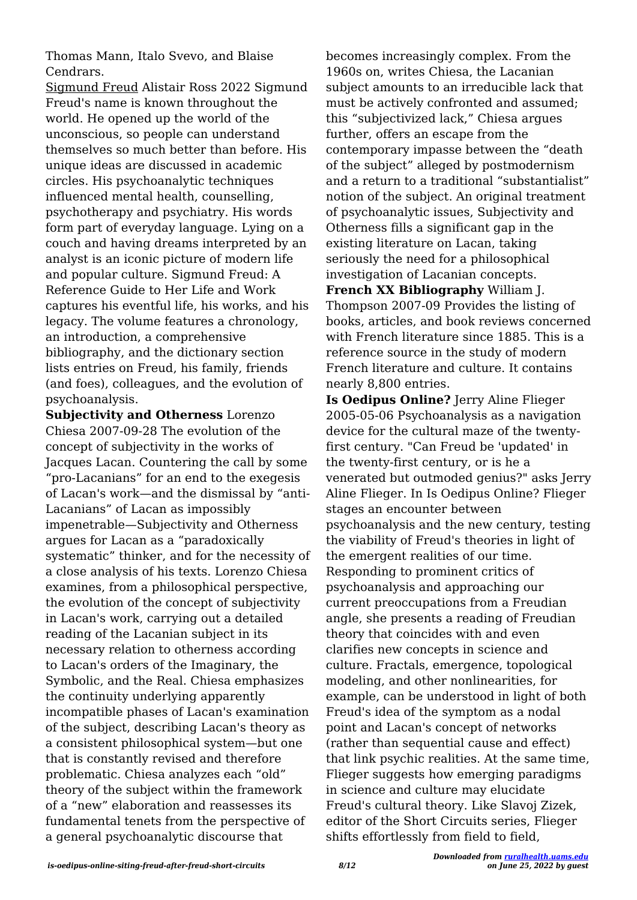Thomas Mann, Italo Svevo, and Blaise Cendrars.

Sigmund Freud Alistair Ross 2022 Sigmund Freud's name is known throughout the world. He opened up the world of the unconscious, so people can understand themselves so much better than before. His unique ideas are discussed in academic circles. His psychoanalytic techniques influenced mental health, counselling, psychotherapy and psychiatry. His words form part of everyday language. Lying on a couch and having dreams interpreted by an analyst is an iconic picture of modern life and popular culture. Sigmund Freud: A Reference Guide to Her Life and Work captures his eventful life, his works, and his legacy. The volume features a chronology, an introduction, a comprehensive bibliography, and the dictionary section lists entries on Freud, his family, friends (and foes), colleagues, and the evolution of psychoanalysis.

**Subjectivity and Otherness** Lorenzo Chiesa 2007-09-28 The evolution of the concept of subjectivity in the works of Jacques Lacan. Countering the call by some "pro-Lacanians" for an end to the exegesis of Lacan's work—and the dismissal by "anti-Lacanians" of Lacan as impossibly impenetrable—Subjectivity and Otherness argues for Lacan as a "paradoxically systematic" thinker, and for the necessity of a close analysis of his texts. Lorenzo Chiesa examines, from a philosophical perspective, the evolution of the concept of subjectivity in Lacan's work, carrying out a detailed reading of the Lacanian subject in its necessary relation to otherness according to Lacan's orders of the Imaginary, the Symbolic, and the Real. Chiesa emphasizes the continuity underlying apparently incompatible phases of Lacan's examination of the subject, describing Lacan's theory as a consistent philosophical system—but one that is constantly revised and therefore problematic. Chiesa analyzes each "old" theory of the subject within the framework of a "new" elaboration and reassesses its fundamental tenets from the perspective of a general psychoanalytic discourse that becomes increasingly complex. From the 1960s on, writes Chiesa, the Lacanian subject amounts to an irreducible lack that must be actively confronted and assumed; this "subjectivized lack," Chiesa argues further, offers an escape from the contemporary impasse between the "death of the subject" alleged by postmodernism and a return to a traditional "substantialist" notion of the subject. An original treatment of psychoanalytic issues, Subjectivity and Otherness fills a significant gap in the existing literature on Lacan, taking seriously the need for a philosophical investigation of Lacanian concepts.

**French XX Bibliography** William J. Thompson 2007-09 Provides the listing of books, articles, and book reviews concerned with French literature since 1885. This is a reference source in the study of modern French literature and culture. It contains nearly 8,800 entries.

**Is Oedipus Online?** Jerry Aline Flieger 2005-05-06 Psychoanalysis as a navigation device for the cultural maze of the twenty-first century. "Can Freud be 'updated' in the twenty-first century, or is he a venerated but outmoded genius?" asks Jerry Aline Flieger. In Is Oedipus Online? Flieger stages an encounter between psychoanalysis and the new century, testing the viability of Freud's theories in light of the emergent realities of our time. Responding to prominent critics of psychoanalysis and approaching our current preoccupations from a Freudian angle, she presents a reading of Freudian theory that coincides with and even clarifies new concepts in science and culture. Fractals, emergence, topological modeling, and other nonlinearities, for example, can be understood in light of both Freud's idea of the symptom as a nodal point and Lacan's concept of networks (rather than sequential cause and effect) that link psychic realities. At the same time, Flieger suggests how emerging paradigms in science and culture may elucidate Freud's cultural theory. Like Slavoj Zizek, editor of the Short Circuits series, Flieger shifts effortlessly from field to field,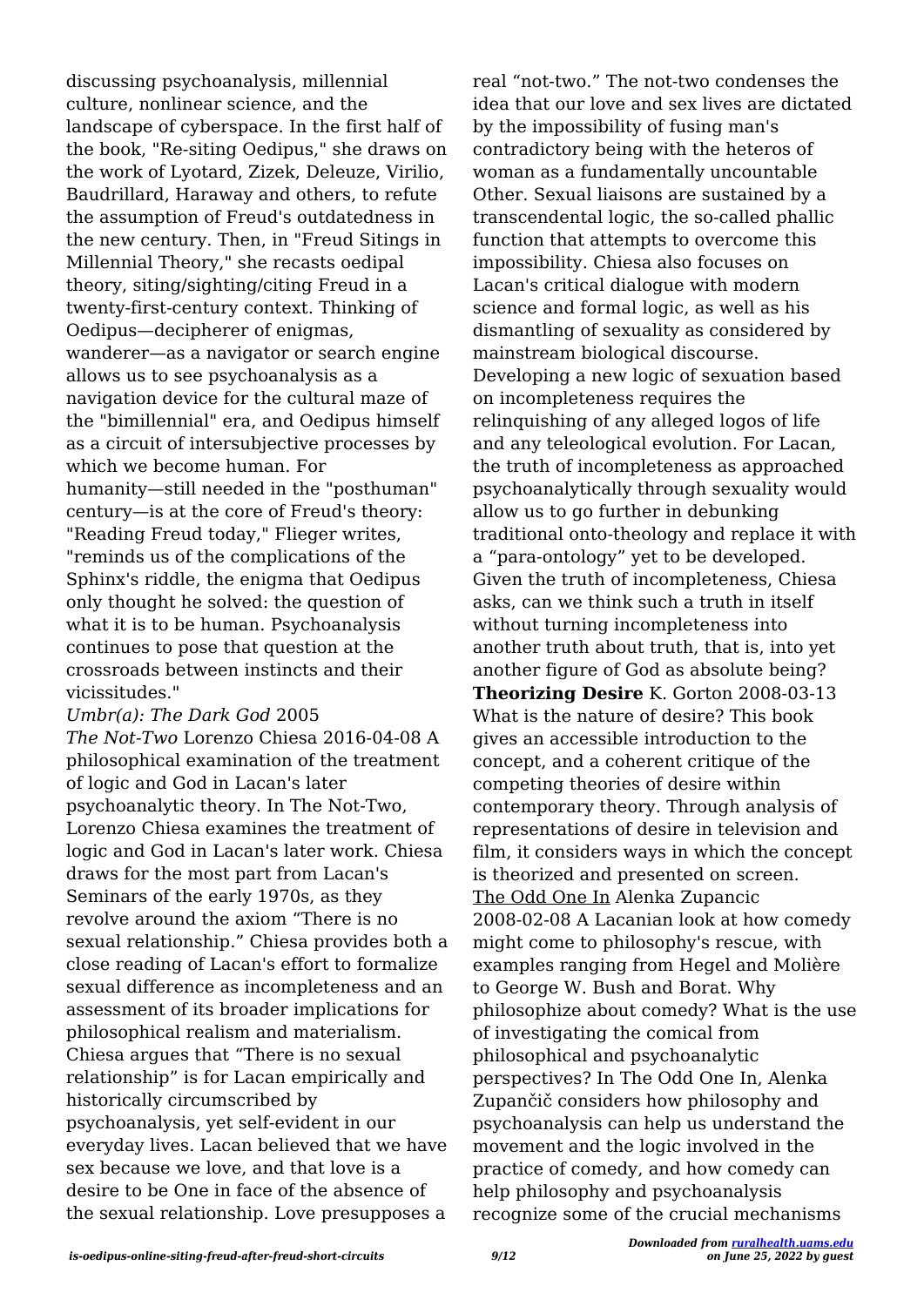discussing psychoanalysis, millennial culture, nonlinear science, and the landscape of cyberspace. In the first half of the book, "Re-siting Oedipus," she draws on the work of Lyotard, Zizek, Deleuze, Virilio, Baudrillard, Haraway and others, to refute the assumption of Freud's outdatedness in the new century. Then, in "Freud Sitings in Millennial Theory," she recasts oedipal theory, siting/sighting/citing Freud in a twenty-first-century context. Thinking of Oedipus—decipherer of enigmas, wanderer—as a navigator or search engine allows us to see psychoanalysis as a navigation device for the cultural maze of the "bimillennial" era, and Oedipus himself as a circuit of intersubjective processes by which we become human. For humanity—still needed in the "posthuman" century—is at the core of Freud's theory: "Reading Freud today," Flieger writes, "reminds us of the complications of the Sphinx's riddle, the enigma that Oedipus only thought he solved: the question of what it is to be human. Psychoanalysis continues to pose that question at the crossroads between instincts and their vicissitudes."

*Umbr(a): The Dark God* 2005

*The Not-Two* Lorenzo Chiesa 2016-04-08 A philosophical examination of the treatment of logic and God in Lacan's later psychoanalytic theory. In The Not-Two, Lorenzo Chiesa examines the treatment of logic and God in Lacan's later work. Chiesa draws for the most part from Lacan's Seminars of the early 1970s, as they revolve around the axiom "There is no sexual relationship." Chiesa provides both a close reading of Lacan's effort to formalize sexual difference as incompleteness and an assessment of its broader implications for philosophical realism and materialism. Chiesa argues that "There is no sexual relationship" is for Lacan empirically and historically circumscribed by psychoanalysis, yet self-evident in our everyday lives. Lacan believed that we have sex because we love, and that love is a desire to be One in face of the absence of the sexual relationship. Love presupposes a real "not-two." The not-two condenses the idea that our love and sex lives are dictated by the impossibility of fusing man's contradictory being with the heteros of woman as a fundamentally uncountable Other. Sexual liaisons are sustained by a transcendental logic, the so-called phallic function that attempts to overcome this impossibility. Chiesa also focuses on Lacan's critical dialogue with modern science and formal logic, as well as his dismantling of sexuality as considered by mainstream biological discourse. Developing a new logic of sexuation based on incompleteness requires the relinquishing of any alleged logos of life and any teleological evolution. For Lacan, the truth of incompleteness as approached psychoanalytically through sexuality would allow us to go further in debunking traditional onto-theology and replace it with a "para-ontology" yet to be developed. Given the truth of incompleteness, Chiesa asks, can we think such a truth in itself without turning incompleteness into another truth about truth, that is, into yet another figure of God as absolute being?

**Theorizing Desire** K. Gorton 2008-03-13 What is the nature of desire? This book gives an accessible introduction to the concept, and a coherent critique of the competing theories of desire within contemporary theory. Through analysis of representations of desire in television and film, it considers ways in which the concept is theorized and presented on screen.

The Odd One In Alenka Zupancic 2008-02-08 A Lacanian look at how comedy might come to philosophy's rescue, with examples ranging from Hegel and Molière to George W. Bush and Borat. Why philosophize about comedy? What is the use of investigating the comical from philosophical and psychoanalytic perspectives? In The Odd One In, Alenka Zupančič considers how philosophy and psychoanalysis can help us understand the movement and the logic involved in the practice of comedy, and how comedy can help philosophy and psychoanalysis recognize some of the crucial mechanisms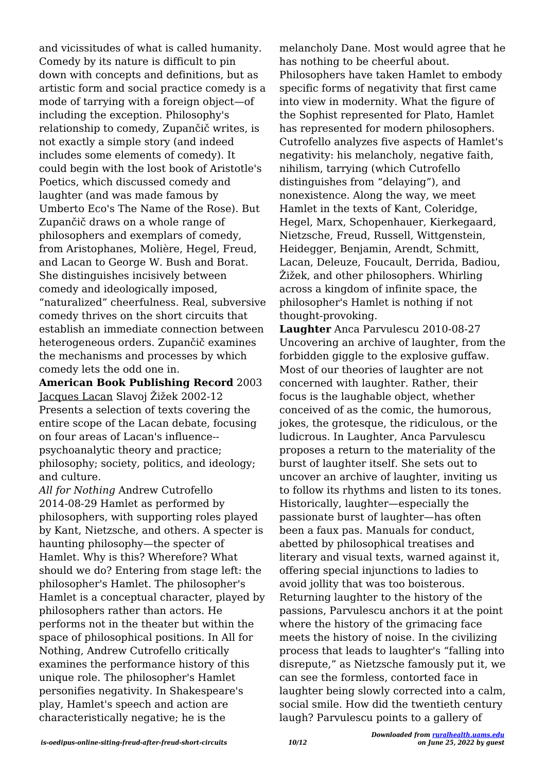and vicissitudes of what is called humanity. Comedy by its nature is difficult to pin down with concepts and definitions, but as artistic form and social practice comedy is a mode of tarrying with a foreign object—of including the exception. Philosophy's relationship to comedy, Zupančič writes, is not exactly a simple story (and indeed includes some elements of comedy). It could begin with the lost book of Aristotle's Poetics, which discussed comedy and laughter (and was made famous by Umberto Eco's The Name of the Rose). But Zupančič draws on a whole range of philosophers and exemplars of comedy, from Aristophanes, Molière, Hegel, Freud, and Lacan to George W. Bush and Borat. She distinguishes incisively between comedy and ideologically imposed, "naturalized" cheerfulness. Real, subversive comedy thrives on the short circuits that establish an immediate connection between heterogeneous orders. Zupančič examines the mechanisms and processes by which comedy lets the odd one in.

**American Book Publishing Record** 2003

Jacques Lacan Slavoj Žižek 2002-12 Presents a selection of texts covering the entire scope of the Lacan debate, focusing on four areas of Lacan's influence--psychoanalytic theory and practice; philosophy; society, politics, and ideology; and culture.

*All for Nothing* Andrew Cutrofello 2014-08-29 Hamlet as performed by philosophers, with supporting roles played by Kant, Nietzsche, and others. A specter is haunting philosophy—the specter of Hamlet. Why is this? Wherefore? What should we do? Entering from stage left: the philosopher's Hamlet. The philosopher's Hamlet is a conceptual character, played by philosophers rather than actors. He performs not in the theater but within the space of philosophical positions. In All for Nothing, Andrew Cutrofello critically examines the performance history of this unique role. The philosopher's Hamlet personifies negativity. In Shakespeare's play, Hamlet's speech and action are characteristically negative; he is the melancholy Dane. Most would agree that he has nothing to be cheerful about. Philosophers have taken Hamlet to embody specific forms of negativity that first came into view in modernity. What the figure of the Sophist represented for Plato, Hamlet has represented for modern philosophers. Cutrofello analyzes five aspects of Hamlet's negativity: his melancholy, negative faith, nihilism, tarrying (which Cutrofello distinguishes from "delaying"), and nonexistence. Along the way, we meet Hamlet in the texts of Kant, Coleridge, Hegel, Marx, Schopenhauer, Kierkegaard, Nietzsche, Freud, Russell, Wittgenstein, Heidegger, Benjamin, Arendt, Schmitt, Lacan, Deleuze, Foucault, Derrida, Badiou, Žižek, and other philosophers. Whirling across a kingdom of infinite space, the philosopher's Hamlet is nothing if not thought-provoking.

**Laughter** Anca Parvulescu 2010-08-27 Uncovering an archive of laughter, from the forbidden giggle to the explosive guffaw. Most of our theories of laughter are not concerned with laughter. Rather, their focus is the laughable object, whether conceived of as the comic, the humorous, jokes, the grotesque, the ridiculous, or the ludicrous. In Laughter, Anca Parvulescu proposes a return to the materiality of the burst of laughter itself. She sets out to uncover an archive of laughter, inviting us to follow its rhythms and listen to its tones. Historically, laughter—especially the passionate burst of laughter—has often been a faux pas. Manuals for conduct, abetted by philosophical treatises and literary and visual texts, warned against it, offering special injunctions to ladies to avoid jollity that was too boisterous. Returning laughter to the history of the passions, Parvulescu anchors it at the point where the history of the grimacing face meets the history of noise. In the civilizing process that leads to laughter's "falling into disrepute," as Nietzsche famously put it, we can see the formless, contorted face in laughter being slowly corrected into a calm, social smile. How did the twentieth century laugh? Parvulescu points to a gallery of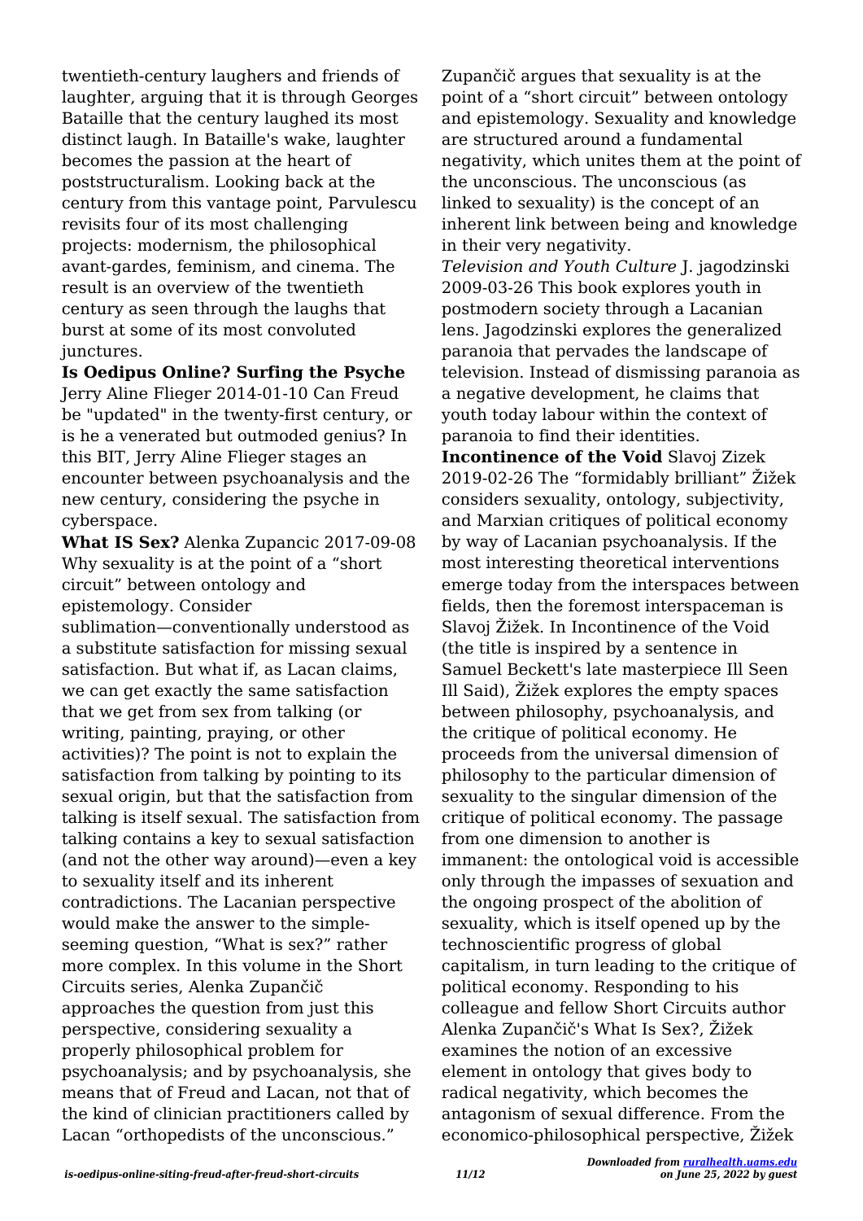twentieth-century laughers and friends of laughter, arguing that it is through Georges Bataille that the century laughed its most distinct laugh. In Bataille's wake, laughter becomes the passion at the heart of poststructuralism. Looking back at the century from this vantage point, Parvulescu revisits four of its most challenging projects: modernism, the philosophical avant-gardes, feminism, and cinema. The result is an overview of the twentieth century as seen through the laughs that burst at some of its most convoluted junctures.

**Is Oedipus Online? Surfing the Psyche** Jerry Aline Flieger 2014-01-10 Can Freud be "updated" in the twenty-first century, or is he a venerated but outmoded genius? In this BIT, Jerry Aline Flieger stages an encounter between psychoanalysis and the new century, considering the psyche in cyberspace.

**What IS Sex?** Alenka Zupancic 2017-09-08 Why sexuality is at the point of a "short circuit" between ontology and epistemology. Consider sublimation—conventionally understood as a substitute satisfaction for missing sexual satisfaction. But what if, as Lacan claims, we can get exactly the same satisfaction that we get from sex from talking (or writing, painting, praying, or other activities)? The point is not to explain the satisfaction from talking by pointing to its sexual origin, but that the satisfaction from talking is itself sexual. The satisfaction from talking contains a key to sexual satisfaction (and not the other way around)—even a key to sexuality itself and its inherent contradictions. The Lacanian perspective would make the answer to the simple-seeming question, "What is sex?" rather more complex. In this volume in the Short Circuits series, Alenka Zupančič approaches the question from just this perspective, considering sexuality a properly philosophical problem for psychoanalysis; and by psychoanalysis, she means that of Freud and Lacan, not that of the kind of clinician practitioners called by Lacan "orthopedists of the unconscious." Zupančič argues that sexuality is at the point of a "short circuit" between ontology and epistemology. Sexuality and knowledge are structured around a fundamental negativity, which unites them at the point of the unconscious. The unconscious (as linked to sexuality) is the concept of an inherent link between being and knowledge in their very negativity.

*Television and Youth Culture* J. jagodzinski 2009-03-26 This book explores youth in postmodern society through a Lacanian lens. Jagodzinski explores the generalized paranoia that pervades the landscape of television. Instead of dismissing paranoia as a negative development, he claims that youth today labour within the context of paranoia to find their identities.

**Incontinence of the Void** Slavoj Zizek 2019-02-26 The "formidably brilliant" Žižek considers sexuality, ontology, subjectivity, and Marxian critiques of political economy by way of Lacanian psychoanalysis. If the most interesting theoretical interventions emerge today from the interspaces between fields, then the foremost interspaceman is Slavoj Žižek. In Incontinence of the Void (the title is inspired by a sentence in Samuel Beckett's late masterpiece Ill Seen Ill Said), Žižek explores the empty spaces between philosophy, psychoanalysis, and the critique of political economy. He proceeds from the universal dimension of philosophy to the particular dimension of sexuality to the singular dimension of the critique of political economy. The passage from one dimension to another is immanent: the ontological void is accessible only through the impasses of sexuation and the ongoing prospect of the abolition of sexuality, which is itself opened up by the technoscientific progress of global capitalism, in turn leading to the critique of political economy. Responding to his colleague and fellow Short Circuits author Alenka Zupančič's What Is Sex?, Žižek examines the notion of an excessive element in ontology that gives body to radical negativity, which becomes the antagonism of sexual difference. From the economico-philosophical perspective, Žižek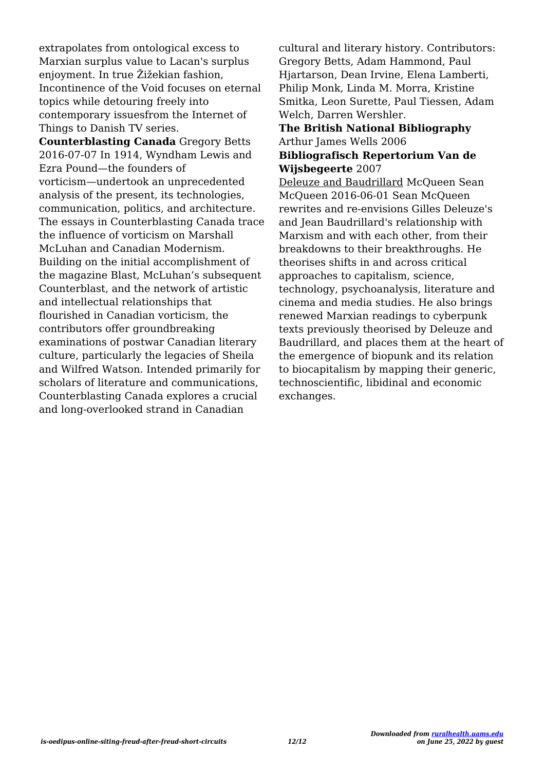extrapolates from ontological excess to Marxian surplus value to Lacan's surplus enjoyment. In true Žižekian fashion, Incontinence of the Void focuses on eternal topics while detouring freely into contemporary issuesfrom the Internet of Things to Danish TV series.

**Counterblasting Canada** Gregory Betts 2016-07-07 In 1914, Wyndham Lewis and Ezra Pound—the founders of vorticism—undertook an unprecedented analysis of the present, its technologies, communication, politics, and architecture. The essays in Counterblasting Canada trace the influence of vorticism on Marshall McLuhan and Canadian Modernism. Building on the initial accomplishment of the magazine Blast, McLuhan's subsequent Counterblast, and the network of artistic and intellectual relationships that flourished in Canadian vorticism, the contributors offer groundbreaking examinations of postwar Canadian literary culture, particularly the legacies of Sheila and Wilfred Watson. Intended primarily for scholars of literature and communications, Counterblasting Canada explores a crucial and long-overlooked strand in Canadian cultural and literary history. Contributors: Gregory Betts, Adam Hammond, Paul Hjartarson, Dean Irvine, Elena Lamberti, Philip Monk, Linda M. Morra, Kristine Smitka, Leon Surette, Paul Tiessen, Adam Welch, Darren Wershler.

**The British National Bibliography** Arthur James Wells 2006

**Bibliografisch Repertorium Van de Wijsbegeerte** 2007

Deleuze and Baudrillard McQueen Sean McQueen 2016-06-01 Sean McQueen rewrites and re-envisions Gilles Deleuze's and Jean Baudrillard's relationship with Marxism and with each other, from their breakdowns to their breakthroughs. He theorises shifts in and across critical approaches to capitalism, science, technology, psychoanalysis, literature and cinema and media studies. He also brings renewed Marxian readings to cyberpunk texts previously theorised by Deleuze and Baudrillard, and places them at the heart of the emergence of biopunk and its relation to biocapitalism by mapping their generic, technoscientific, libidinal and economic exchanges.